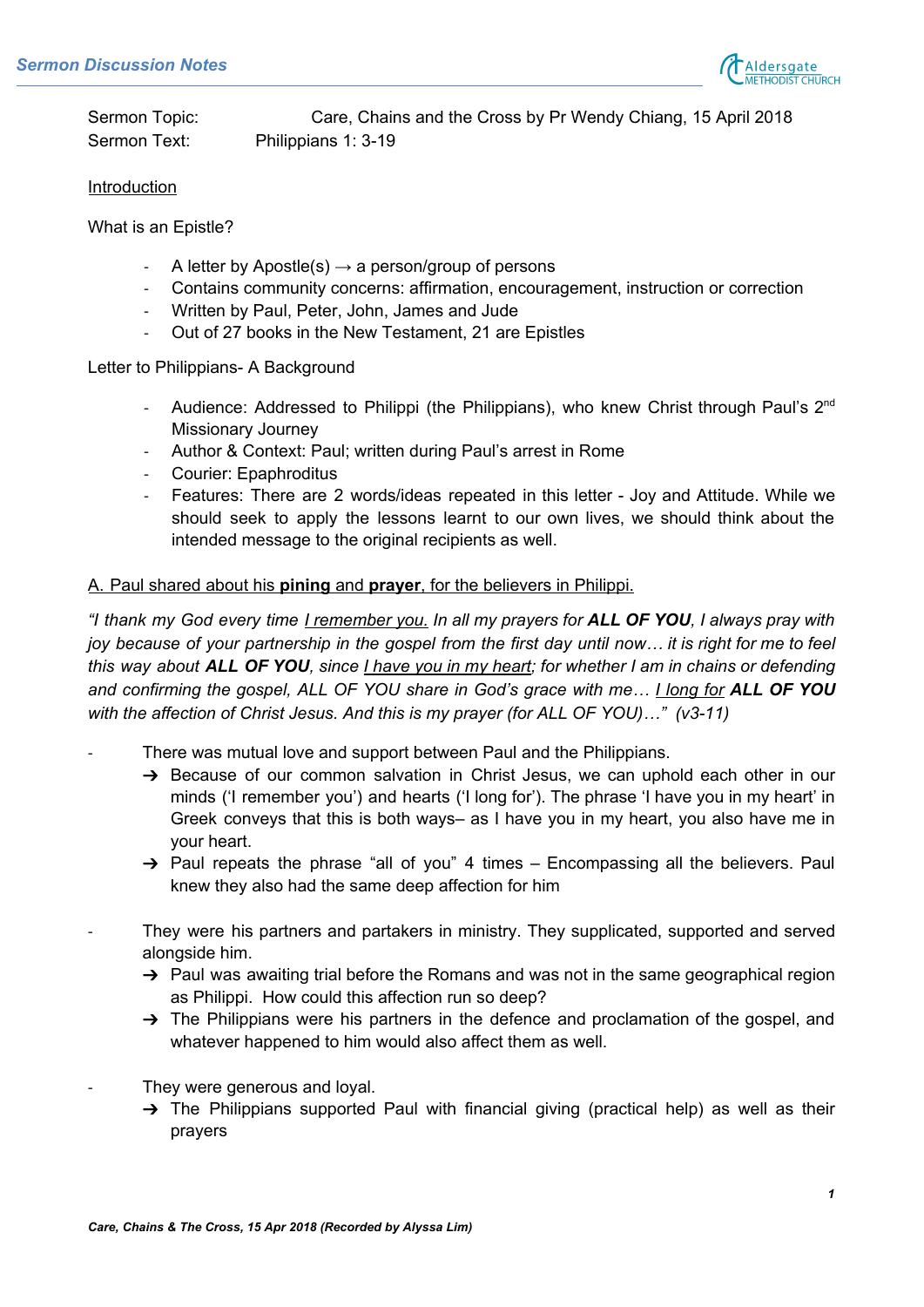Sermon Topic: Care, Chains and the Cross by Pr Wendy Chiang, 15 April 2018
Sermon Text: Philippians 1: 3-19

## Introduction

What is an Epistle?

- A letter by Apostle(s) → a person/group of persons
- Contains community concerns: affirmation, encouragement, instruction or correction
- Written by Paul, Peter, John, James and Jude
- Out of 27 books in the New Testament, 21 are Epistles

Letter to Philippians- A Background

- Audience: Addressed to Philippi (the Philippians), who knew Christ through Paul's 2nd Missionary Journey
- Author & Context: Paul; written during Paul's arrest in Rome
- Courier: Epaphroditus
- Features: There are 2 words/ideas repeated in this letter - Joy and Attitude. While we should seek to apply the lessons learnt to our own lives, we should think about the intended message to the original recipients as well.

## A. Paul shared about his **pining** and **prayer**, for the believers in Philippi.

*"I thank my God every time I remember you. In all my prayers for **ALL OF YOU**, I always pray with joy because of your partnership in the gospel from the first day until now… it is right for me to feel this way about **ALL OF YOU**, since I have you in my heart; for whether I am in chains or defending and confirming the gospel, ALL OF YOU share in God's grace with me… I long for **ALL OF YOU** with the affection of Christ Jesus. And this is my prayer (for ALL OF YOU)…" (v3-11)*

- There was mutual love and support between Paul and the Philippians.
  - Because of our common salvation in Christ Jesus, we can uphold each other in our minds ('I remember you') and hearts ('I long for'). The phrase 'I have you in my heart' in Greek conveys that this is both ways– as I have you in my heart, you also have me in your heart.
  - Paul repeats the phrase "all of you" 4 times – Encompassing all the believers. Paul knew they also had the same deep affection for him

- They were his partners and partakers in ministry. They supplicated, supported and served alongside him.
  - Paul was awaiting trial before the Romans and was not in the same geographical region as Philippi. How could this affection run so deep?
  - The Philippians were his partners in the defence and proclamation of the gospel, and whatever happened to him would also affect them as well.

- They were generous and loyal.
  - The Philippians supported Paul with financial giving (practical help) as well as their prayers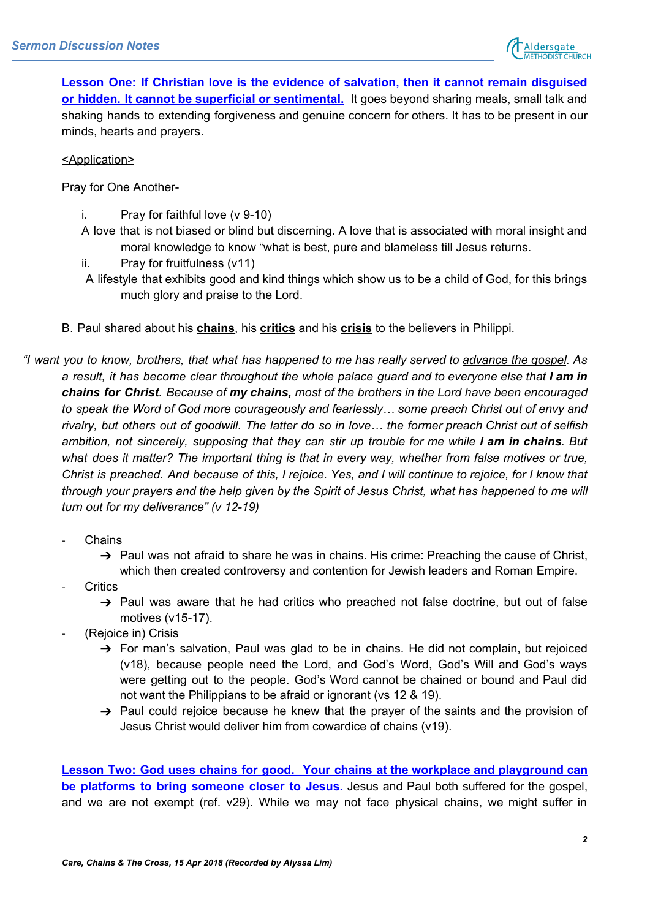**Lesson One: If Christian love is the evidence of salvation, then it cannot remain disguised or hidden. It cannot be superficial or sentimental.** It goes beyond sharing meals, small talk and shaking hands to extending forgiveness and genuine concern for others. It has to be present in our minds, hearts and prayers.

<Application>

Pray for One Another-

i. Pray for faithful love (v 9-10)

A love that is not biased or blind but discerning. A love that is associated with moral insight and moral knowledge to know "what is best, pure and blameless till Jesus returns.

ii. Pray for fruitfulness (v11)

A lifestyle that exhibits good and kind things which show us to be a child of God, for this brings much glory and praise to the Lord.

B. Paul shared about his **chains**, his **critics** and his **crisis** to the believers in Philippi.

*"I want you to know, brothers, that what has happened to me has really served to advance the gospel. As a result, it has become clear throughout the whole palace guard and to everyone else that **I am in chains for Christ**. Because of **my chains,** most of the brothers in the Lord have been encouraged to speak the Word of God more courageously and fearlessly… some preach Christ out of envy and rivalry, but others out of goodwill. The latter do so in love… the former preach Christ out of selfish ambition, not sincerely, supposing that they can stir up trouble for me while **I am in chains**. But what does it matter? The important thing is that in every way, whether from false motives or true, Christ is preached. And because of this, I rejoice. Yes, and I will continue to rejoice, for I know that through your prayers and the help given by the Spirit of Jesus Christ, what has happened to me will turn out for my deliverance" (v 12-19)*

- Chains
  - ➔ Paul was not afraid to share he was in chains. His crime: Preaching the cause of Christ, which then created controversy and contention for Jewish leaders and Roman Empire.
- Critics
  - ➔ Paul was aware that he had critics who preached not false doctrine, but out of false motives (v15-17).
- (Rejoice in) Crisis
  - ➔ For man's salvation, Paul was glad to be in chains. He did not complain, but rejoiced (v18), because people need the Lord, and God's Word, God's Will and God's ways were getting out to the people. God's Word cannot be chained or bound and Paul did not want the Philippians to be afraid or ignorant (vs 12 & 19).
  - ➔ Paul could rejoice because he knew that the prayer of the saints and the provision of Jesus Christ would deliver him from cowardice of chains (v19).

**Lesson Two: God uses chains for good. Your chains at the workplace and playground can be platforms to bring someone closer to Jesus.** Jesus and Paul both suffered for the gospel, and we are not exempt (ref. v29). While we may not face physical chains, we might suffer in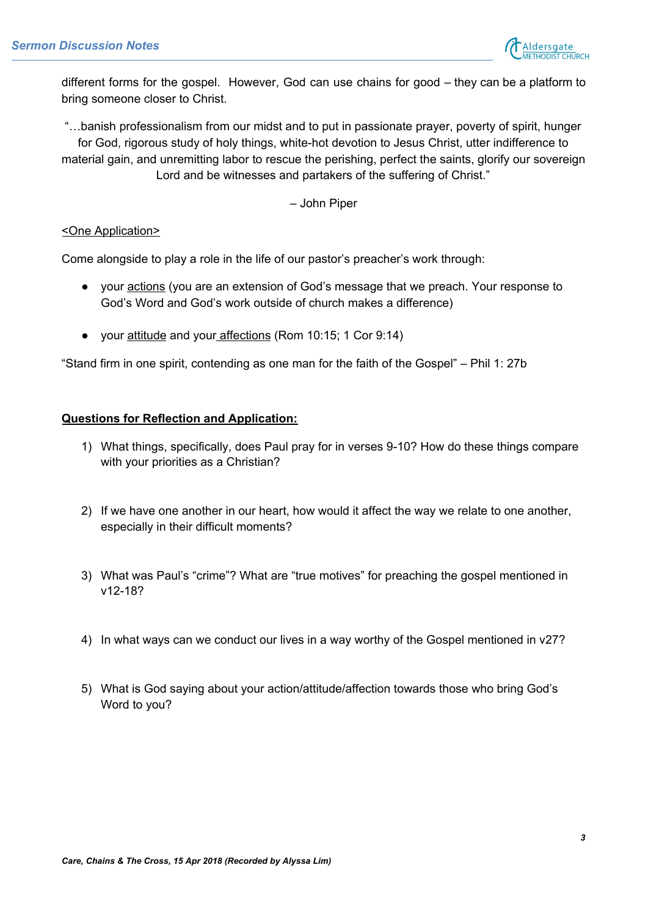different forms for the gospel. However, God can use chains for good – they can be a platform to bring someone closer to Christ.

> "…banish professionalism from our midst and to put in passionate prayer, poverty of spirit, hunger for God, rigorous study of holy things, white-hot devotion to Jesus Christ, utter indifference to material gain, and unremitting labor to rescue the perishing, perfect the saints, glorify our sovereign Lord and be witnesses and partakers of the suffering of Christ."
>
> – John Piper

<u><One Application></u>

Come alongside to play a role in the life of our pastor's preacher's work through:

- your <u>actions</u> (you are an extension of God's message that we preach. Your response to God's Word and God's work outside of church makes a difference)
- your <u>attitude</u> and your <u>affections</u> (Rom 10:15; 1 Cor 9:14)

"Stand firm in one spirit, contending as one man for the faith of the Gospel" – Phil 1: 27b

**<u>Questions for Reflection and Application:</u>**

1) What things, specifically, does Paul pray for in verses 9-10? How do these things compare with your priorities as a Christian?

2) If we have one another in our heart, how would it affect the way we relate to one another, especially in their difficult moments?

3) What was Paul's "crime"? What are "true motives" for preaching the gospel mentioned in v12-18?

4) In what ways can we conduct our lives in a way worthy of the Gospel mentioned in v27?

5) What is God saying about your action/attitude/affection towards those who bring God's Word to you?